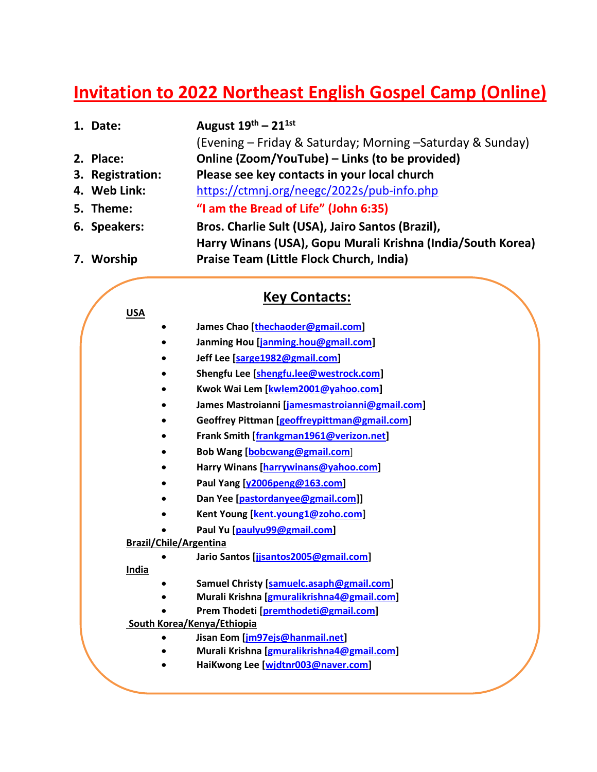# Invitation to 2022 Northeast English Gospel Camp (Online)

1. **Date:** **August 19th – 21st**
   (Evening – Friday & Saturday; Morning –Saturday & Sunday)
2. **Place:** **Online (Zoom/YouTube) – Links (to be provided)**
3. **Registration:** **Please see key contacts in your local church**
4. **Web Link:** https://ctmnj.org/neegc/2022s/pub-info.php
5. **Theme:** **"I am the Bread of Life" (John 6:35)**
6. **Speakers:** **Bros. Charlie Sult (USA), Jairo Santos (Brazil), Harry Winans (USA), Gopu Murali Krishna (India/South Korea)**
7. **Worship** **Praise Team (Little Flock Church, India)**

## Key Contacts:

**USA**

- **James Chao [thechaoder@gmail.com]**
- **Janming Hou [janming.hou@gmail.com]**
- **Jeff Lee [sarge1982@gmail.com]**
- **Shengfu Lee [shengfu.lee@westrock.com]**
- **Kwok Wai Lem [kwlem2001@yahoo.com]**
- **James Mastroianni [jamesmastroianni@gmail.com]**
- **Geoffrey Pittman [geoffreypittman@gmail.com]**
- **Frank Smith [frankgman1961@verizon.net]**
- **Bob Wang [bobcwang@gmail.com]**
- **Harry Winans [harrywinans@yahoo.com]**
- **Paul Yang [y2006peng@163.com]**
- **Dan Yee [pastordanyee@gmail.com]]**
- **Kent Young [kent.young1@zoho.com]**
- **Paul Yu [paulyu99@gmail.com]**

**Brazil/Chile/Argentina**

- **Jario Santos [jjsantos2005@gmail.com]**

**India**

- **Samuel Christy [samuelc.asaph@gmail.com]**
- **Murali Krishna [gmuralikrishna4@gmail.com]**
- **Prem Thodeti [premthodeti@gmail.com]**

**South Korea/Kenya/Ethiopia**

- **Jisan Eom [jm97ejs@hanmail.net]**
- **Murali Krishna [gmuralikrishna4@gmail.com]**
- **HaiKwong Lee [wjdtnr003@naver.com]**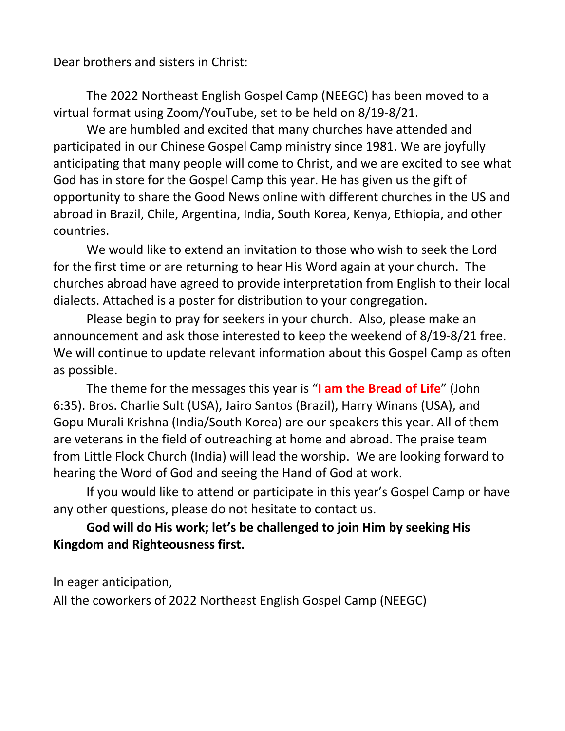Dear brothers and sisters in Christ:

The 2022 Northeast English Gospel Camp (NEEGC) has been moved to a virtual format using Zoom/YouTube, set to be held on 8/19-8/21.

We are humbled and excited that many churches have attended and participated in our Chinese Gospel Camp ministry since 1981. We are joyfully anticipating that many people will come to Christ, and we are excited to see what God has in store for the Gospel Camp this year. He has given us the gift of opportunity to share the Good News online with different churches in the US and abroad in Brazil, Chile, Argentina, India, South Korea, Kenya, Ethiopia, and other countries.

We would like to extend an invitation to those who wish to seek the Lord for the first time or are returning to hear His Word again at your church. The churches abroad have agreed to provide interpretation from English to their local dialects. Attached is a poster for distribution to your congregation.

Please begin to pray for seekers in your church. Also, please make an announcement and ask those interested to keep the weekend of 8/19-8/21 free. We will continue to update relevant information about this Gospel Camp as often as possible.

The theme for the messages this year is "**I am the Bread of Life**" (John 6:35). Bros. Charlie Sult (USA), Jairo Santos (Brazil), Harry Winans (USA), and Gopu Murali Krishna (India/South Korea) are our speakers this year. All of them are veterans in the field of outreaching at home and abroad. The praise team from Little Flock Church (India) will lead the worship. We are looking forward to hearing the Word of God and seeing the Hand of God at work.

If you would like to attend or participate in this year's Gospel Camp or have any other questions, please do not hesitate to contact us.

**God will do His work; let's be challenged to join Him by seeking His Kingdom and Righteousness first.**

In eager anticipation,
All the coworkers of 2022 Northeast English Gospel Camp (NEEGC)